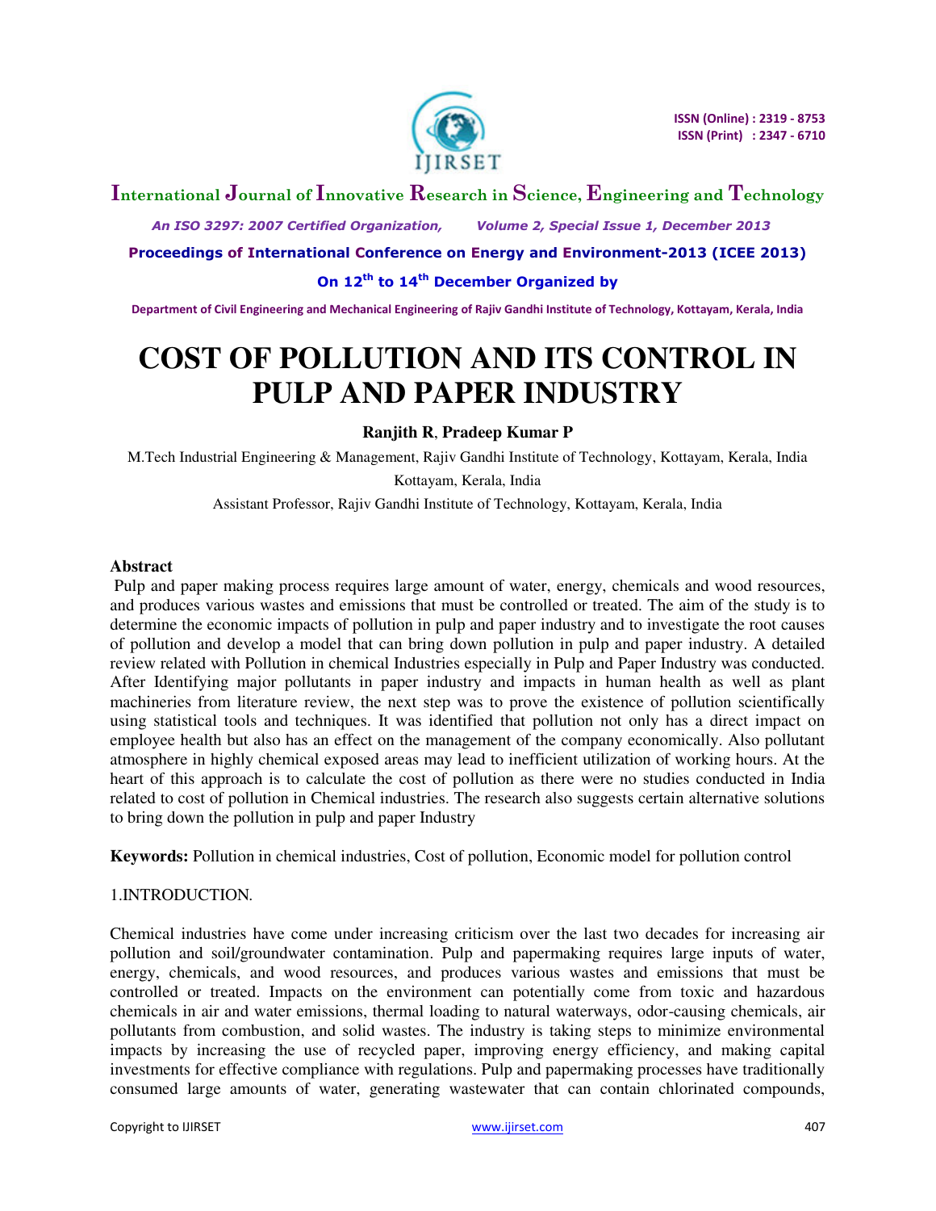# COST OF POLLUTION AND ITS CONTROL IN PULP AND PAPER INDUSTRY

**Ranjith R**, **Pradeep Kumar P**

M.Tech Industrial Engineering & Management, Rajiv Gandhi Institute of Technology, Kottayam, Kerala, India

Kottayam, Kerala, India

Assistant Professor, Rajiv Gandhi Institute of Technology, Kottayam, Kerala, India

### Abstract

Pulp and paper making process requires large amount of water, energy, chemicals and wood resources, and produces various wastes and emissions that must be controlled or treated. The aim of the study is to determine the economic impacts of pollution in pulp and paper industry and to investigate the root causes of pollution and develop a model that can bring down pollution in pulp and paper industry. A detailed review related with Pollution in chemical Industries especially in Pulp and Paper Industry was conducted. After Identifying major pollutants in paper industry and impacts in human health as well as plant machineries from literature review, the next step was to prove the existence of pollution scientifically using statistical tools and techniques. It was identified that pollution not only has a direct impact on employee health but also has an effect on the management of the company economically. Also pollutant atmosphere in highly chemical exposed areas may lead to inefficient utilization of working hours. At the heart of this approach is to calculate the cost of pollution as there were no studies conducted in India related to cost of pollution in Chemical industries. The research also suggests certain alternative solutions to bring down the pollution in pulp and paper Industry

**Keywords:** Pollution in chemical industries, Cost of pollution, Economic model for pollution control

## 1.INTRODUCTION.

Chemical industries have come under increasing criticism over the last two decades for increasing air pollution and soil/groundwater contamination. Pulp and papermaking requires large inputs of water, energy, chemicals, and wood resources, and produces various wastes and emissions that must be controlled or treated. Impacts on the environment can potentially come from toxic and hazardous chemicals in air and water emissions, thermal loading to natural waterways, odor-causing chemicals, air pollutants from combustion, and solid wastes. The industry is taking steps to minimize environmental impacts by increasing the use of recycled paper, improving energy efficiency, and making capital investments for effective compliance with regulations. Pulp and papermaking processes have traditionally consumed large amounts of water, generating wastewater that can contain chlorinated compounds,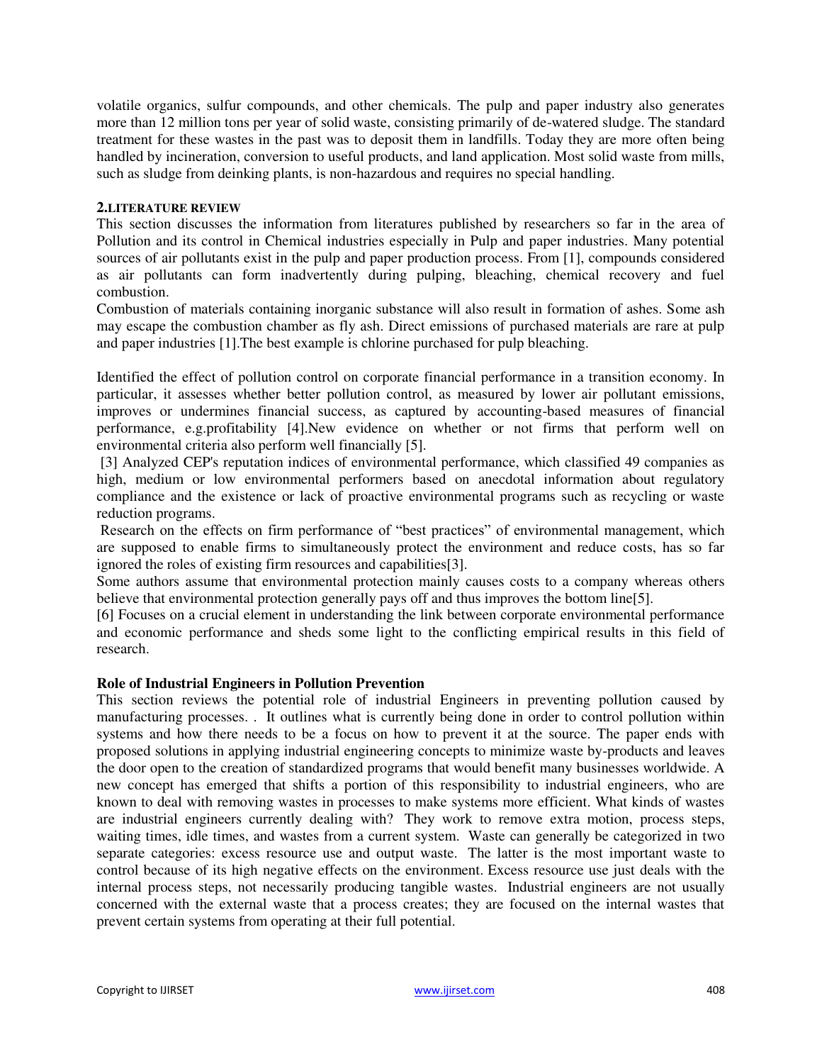volatile organics, sulfur compounds, and other chemicals. The pulp and paper industry also generates more than 12 million tons per year of solid waste, consisting primarily of de-watered sludge. The standard treatment for these wastes in the past was to deposit them in landfills. Today they are more often being handled by incineration, conversion to useful products, and land application. Most solid waste from mills, such as sludge from deinking plants, is non-hazardous and requires no special handling.

## 2.LITERATURE REVIEW

This section discusses the information from literatures published by researchers so far in the area of Pollution and its control in Chemical industries especially in Pulp and paper industries. Many potential sources of air pollutants exist in the pulp and paper production process. From [1], compounds considered as air pollutants can form inadvertently during pulping, bleaching, chemical recovery and fuel combustion.

Combustion of materials containing inorganic substance will also result in formation of ashes. Some ash may escape the combustion chamber as fly ash. Direct emissions of purchased materials are rare at pulp and paper industries [1].The best example is chlorine purchased for pulp bleaching.

Identified the effect of pollution control on corporate financial performance in a transition economy. In particular, it assesses whether better pollution control, as measured by lower air pollutant emissions, improves or undermines financial success, as captured by accounting-based measures of financial performance, e.g.profitability [4].New evidence on whether or not firms that perform well on environmental criteria also perform well financially [5].

[3] Analyzed CEP's reputation indices of environmental performance, which classified 49 companies as high, medium or low environmental performers based on anecdotal information about regulatory compliance and the existence or lack of proactive environmental programs such as recycling or waste reduction programs.

Research on the effects on firm performance of "best practices" of environmental management, which are supposed to enable firms to simultaneously protect the environment and reduce costs, has so far ignored the roles of existing firm resources and capabilities[3].

Some authors assume that environmental protection mainly causes costs to a company whereas others believe that environmental protection generally pays off and thus improves the bottom line[5].

[6] Focuses on a crucial element in understanding the link between corporate environmental performance and economic performance and sheds some light to the conflicting empirical results in this field of research.

### Role of Industrial Engineers in Pollution Prevention

This section reviews the potential role of industrial Engineers in preventing pollution caused by manufacturing processes. . It outlines what is currently being done in order to control pollution within systems and how there needs to be a focus on how to prevent it at the source. The paper ends with proposed solutions in applying industrial engineering concepts to minimize waste by-products and leaves the door open to the creation of standardized programs that would benefit many businesses worldwide. A new concept has emerged that shifts a portion of this responsibility to industrial engineers, who are known to deal with removing wastes in processes to make systems more efficient. What kinds of wastes are industrial engineers currently dealing with? They work to remove extra motion, process steps, waiting times, idle times, and wastes from a current system. Waste can generally be categorized in two separate categories: excess resource use and output waste. The latter is the most important waste to control because of its high negative effects on the environment. Excess resource use just deals with the internal process steps, not necessarily producing tangible wastes. Industrial engineers are not usually concerned with the external waste that a process creates; they are focused on the internal wastes that prevent certain systems from operating at their full potential.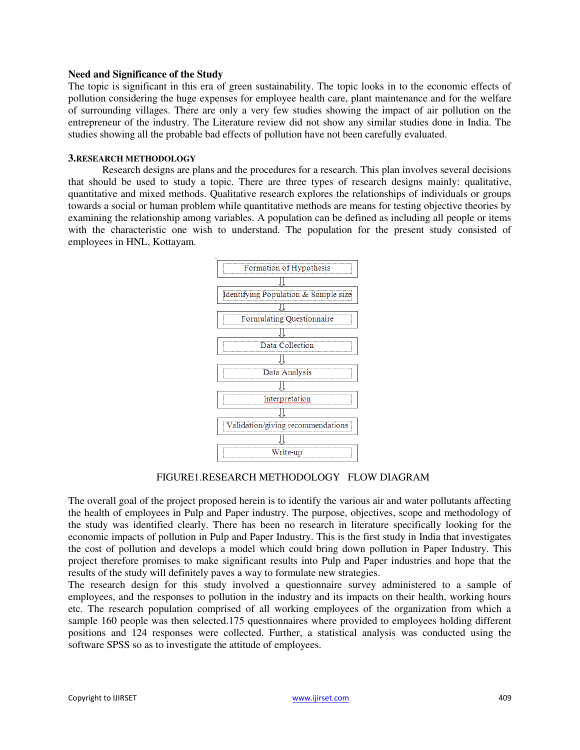**Need and Significance of the Study**

The topic is significant in this era of green sustainability. The topic looks in to the economic effects of pollution considering the huge expenses for employee health care, plant maintenance and for the welfare of surrounding villages. There are only a very few studies showing the impact of air pollution on the entrepreneur of the industry. The Literature review did not show any similar studies done in India. The studies showing all the probable bad effects of pollution have not been carefully evaluated.

## 3.RESEARCH METHODOLOGY

Research designs are plans and the procedures for a research. This plan involves several decisions that should be used to study a topic. There are three types of research designs mainly: qualitative, quantitative and mixed methods. Qualitative research explores the relationships of individuals or groups towards a social or human problem while quantitative methods are means for testing objective theories by examining the relationship among variables. A population can be defined as including all people or items with the characteristic one wish to understand. The population for the present study consisted of employees in HNL, Kottayam.

Formation of Hypothesis
⇓
Identifying Population & Sample size
⇓
Formulating Questionnaire
⇓
Data Collection
⇓
Data Analysis
⇓
Interpretation
⇓
Validation/giving recommendations
⇓
Write-up

FIGURE1.RESEARCH METHODOLOGY FLOW DIAGRAM

The overall goal of the project proposed herein is to identify the various air and water pollutants affecting the health of employees in Pulp and Paper industry. The purpose, objectives, scope and methodology of the study was identified clearly. There has been no research in literature specifically looking for the economic impacts of pollution in Pulp and Paper Industry. This is the first study in India that investigates the cost of pollution and develops a model which could bring down pollution in Paper Industry. This project therefore promises to make significant results into Pulp and Paper industries and hope that the results of the study will definitely paves a way to formulate new strategies.

The research design for this study involved a questionnaire survey administered to a sample of employees, and the responses to pollution in the industry and its impacts on their health, working hours etc. The research population comprised of all working employees of the organization from which a sample 160 people was then selected.175 questionnaires where provided to employees holding different positions and 124 responses were collected. Further, a statistical analysis was conducted using the software SPSS so as to investigate the attitude of employees.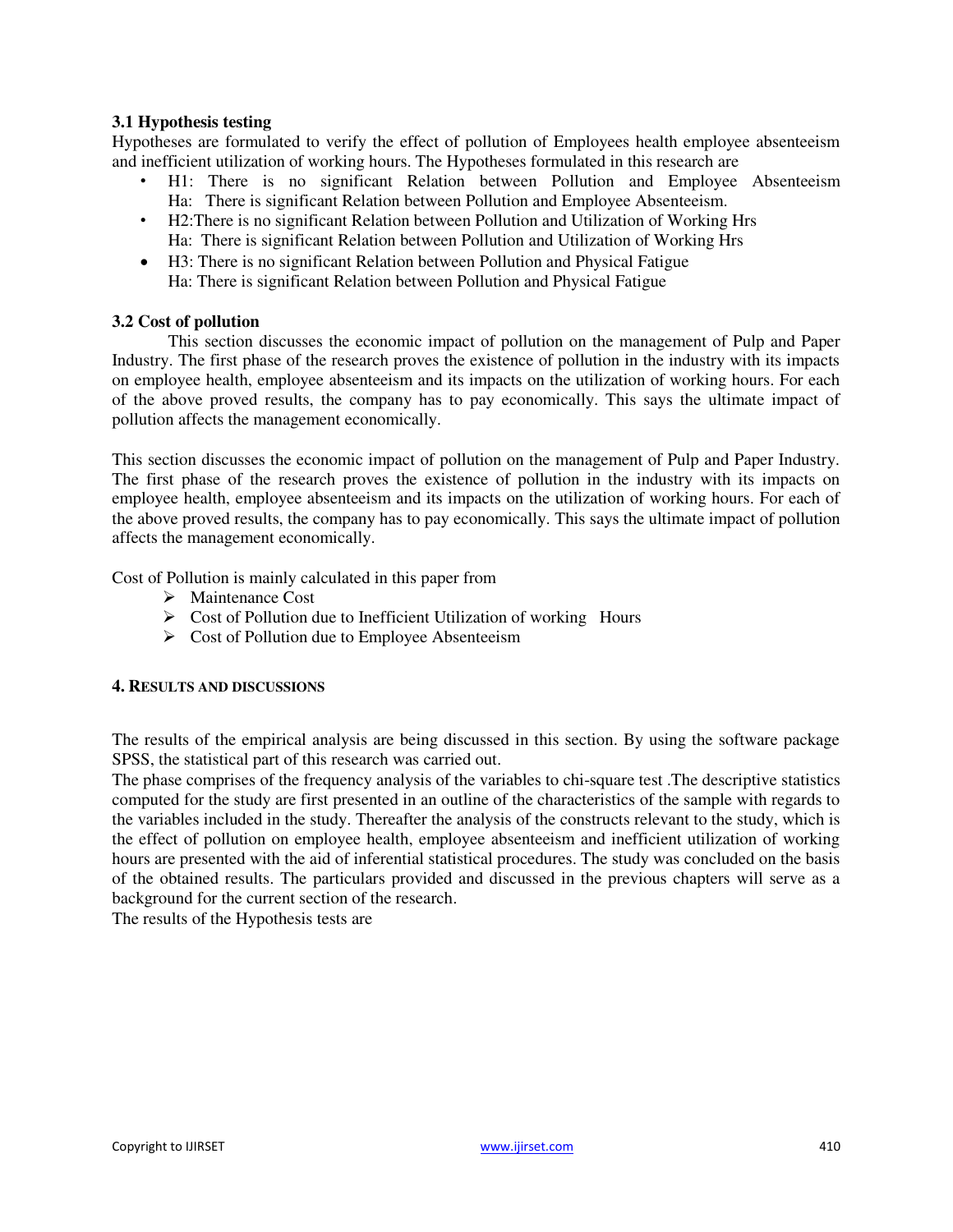### 3.1 Hypothesis testing

Hypotheses are formulated to verify the effect of pollution of Employees health employee absenteeism and inefficient utilization of working hours. The Hypotheses formulated in this research are

- H1: There is no significant Relation between Pollution and Employee Absenteeism
  Ha: There is significant Relation between Pollution and Employee Absenteeism.
- H2:There is no significant Relation between Pollution and Utilization of Working Hrs
  Ha: There is significant Relation between Pollution and Utilization of Working Hrs
- H3: There is no significant Relation between Pollution and Physical Fatigue
  Ha: There is significant Relation between Pollution and Physical Fatigue

### 3.2 Cost of pollution

This section discusses the economic impact of pollution on the management of Pulp and Paper Industry. The first phase of the research proves the existence of pollution in the industry with its impacts on employee health, employee absenteeism and its impacts on the utilization of working hours. For each of the above proved results, the company has to pay economically. This says the ultimate impact of pollution affects the management economically.

This section discusses the economic impact of pollution on the management of Pulp and Paper Industry. The first phase of the research proves the existence of pollution in the industry with its impacts on employee health, employee absenteeism and its impacts on the utilization of working hours. For each of the above proved results, the company has to pay economically. This says the ultimate impact of pollution affects the management economically.

Cost of Pollution is mainly calculated in this paper from

- Maintenance Cost
- Cost of Pollution due to Inefficient Utilization of working Hours
- Cost of Pollution due to Employee Absenteeism

## 4. RESULTS AND DISCUSSIONS

The results of the empirical analysis are being discussed in this section. By using the software package SPSS, the statistical part of this research was carried out.

The phase comprises of the frequency analysis of the variables to chi-square test .The descriptive statistics computed for the study are first presented in an outline of the characteristics of the sample with regards to the variables included in the study. Thereafter the analysis of the constructs relevant to the study, which is the effect of pollution on employee health, employee absenteeism and inefficient utilization of working hours are presented with the aid of inferential statistical procedures. The study was concluded on the basis of the obtained results. The particulars provided and discussed in the previous chapters will serve as a background for the current section of the research.

The results of the Hypothesis tests are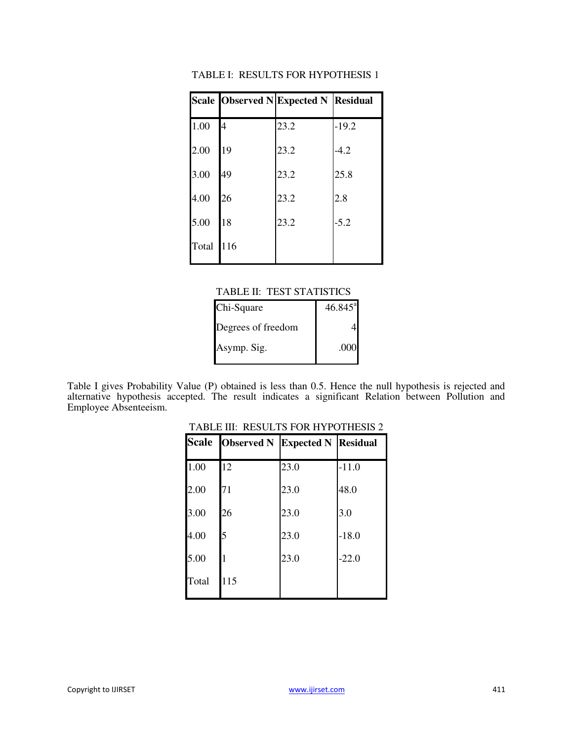TABLE I: RESULTS FOR HYPOTHESIS 1

| Scale | Observed N | Expected N | Residual |
|---|---|---|---|
| 1.00 | 4 | 23.2 | -19.2 |
| 2.00 | 19 | 23.2 | -4.2 |
| 3.00 | 49 | 23.2 | 25.8 |
| 4.00 | 26 | 23.2 | 2.8 |
| 5.00 | 18 | 23.2 | -5.2 |
| Total | 116 | | |

TABLE II: TEST STATISTICS

| | |
|---|---|
| Chi-Square | 46.845[a] |
| Degrees of freedom | 4 |
| Asymp. Sig. | .000 |

Table I gives Probability Value (P) obtained is less than 0.5. Hence the null hypothesis is rejected and alternative hypothesis accepted. The result indicates a significant Relation between Pollution and Employee Absenteeism.

TABLE III: RESULTS FOR HYPOTHESIS 2

| Scale | Observed N | Expected N | Residual |
|---|---|---|---|
| 1.00 | 12 | 23.0 | -11.0 |
| 2.00 | 71 | 23.0 | 48.0 |
| 3.00 | 26 | 23.0 | 3.0 |
| 4.00 | 5 | 23.0 | -18.0 |
| 5.00 | 1 | 23.0 | -22.0 |
| Total | 115 | | |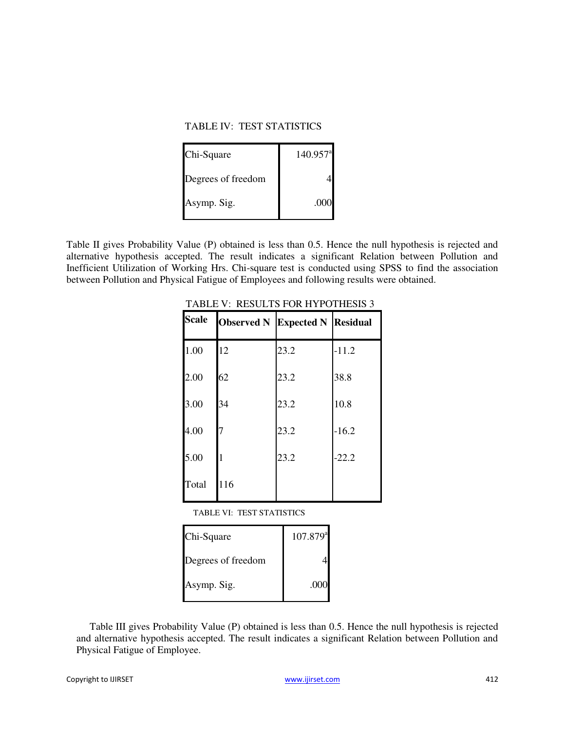TABLE IV: TEST STATISTICS

| | |
|---|---|
| Chi-Square | 140.957[a] |
| Degrees of freedom | 4 |
| Asymp. Sig. | .000 |

Table II gives Probability Value (P) obtained is less than 0.5. Hence the null hypothesis is rejected and alternative hypothesis accepted. The result indicates a significant Relation between Pollution and Inefficient Utilization of Working Hrs. Chi-square test is conducted using SPSS to find the association between Pollution and Physical Fatigue of Employees and following results were obtained.

TABLE V: RESULTS FOR HYPOTHESIS 3

| Scale | Observed N | Expected N | Residual |
|---|---|---|---|
| 1.00 | 12 | 23.2 | -11.2 |
| 2.00 | 62 | 23.2 | 38.8 |
| 3.00 | 34 | 23.2 | 10.8 |
| 4.00 | 7 | 23.2 | -16.2 |
| 5.00 | 1 | 23.2 | -22.2 |
| Total | 116 | | |

TABLE VI: TEST STATISTICS

| | |
|---|---|
| Chi-Square | 107.879[a] |
| Degrees of freedom | 4 |
| Asymp. Sig. | .000 |

Table III gives Probability Value (P) obtained is less than 0.5. Hence the null hypothesis is rejected and alternative hypothesis accepted. The result indicates a significant Relation between Pollution and Physical Fatigue of Employee.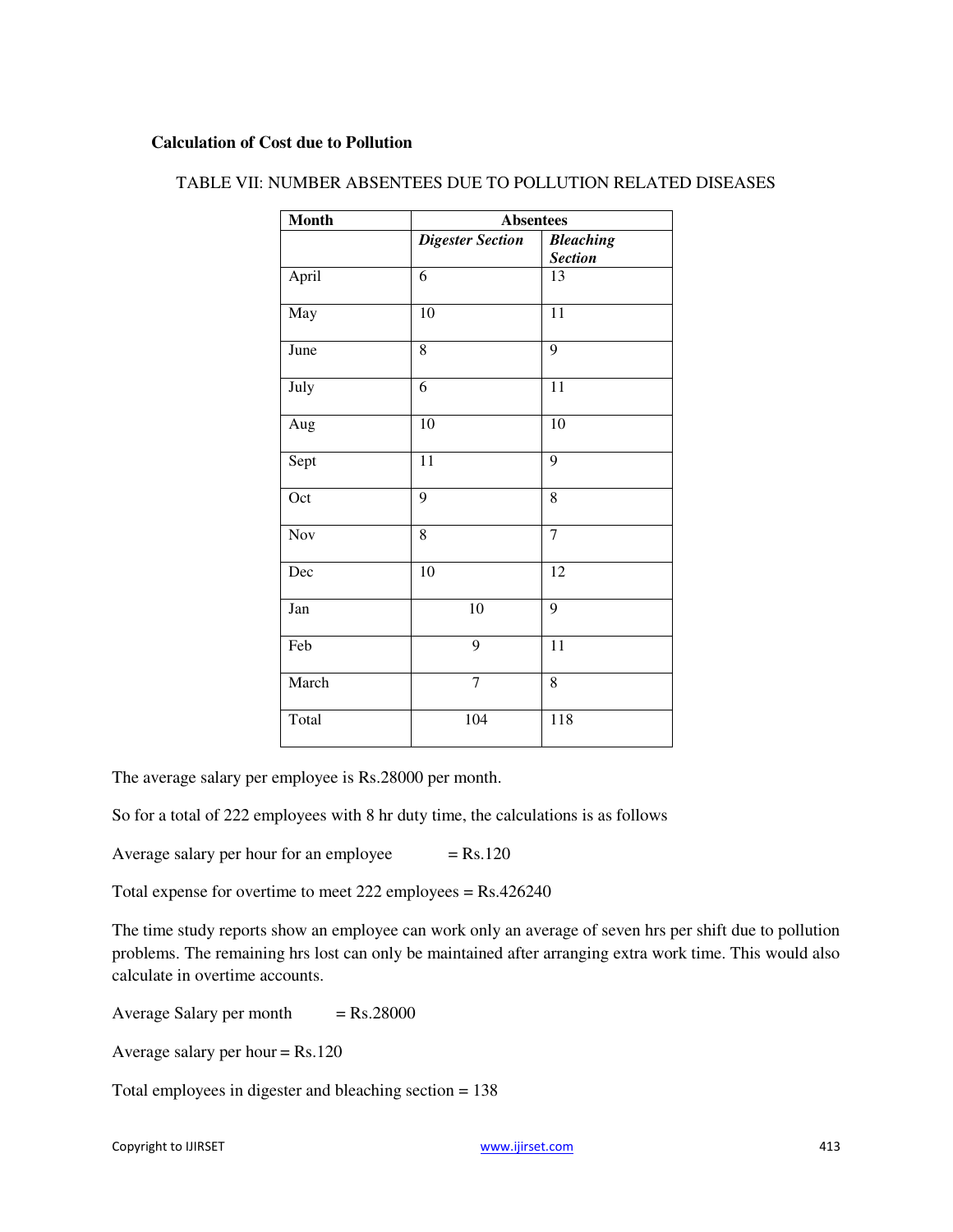**Calculation of Cost due to Pollution**

TABLE VII: NUMBER ABSENTEES DUE TO POLLUTION RELATED DISEASES

| Month | Absentees | |
|---|---|---|
| | *Digester Section* | *Bleaching Section* |
| April | 6 | 13 |
| May | 10 | 11 |
| June | 8 | 9 |
| July | 6 | 11 |
| Aug | 10 | 10 |
| Sept | 11 | 9 |
| Oct | 9 | 8 |
| Nov | 8 | 7 |
| Dec | 10 | 12 |
| Jan | 10 | 9 |
| Feb | 9 | 11 |
| March | 7 | 8 |
| Total | 104 | 118 |

The average salary per employee is Rs.28000 per month.

So for a total of 222 employees with 8 hr duty time, the calculations is as follows

Average salary per hour for an employee = Rs.120

Total expense for overtime to meet 222 employees = Rs.426240

The time study reports show an employee can work only an average of seven hrs per shift due to pollution problems. The remaining hrs lost can only be maintained after arranging extra work time. This would also calculate in overtime accounts.

Average Salary per month = Rs.28000

Average salary per hour = Rs.120

Total employees in digester and bleaching section = 138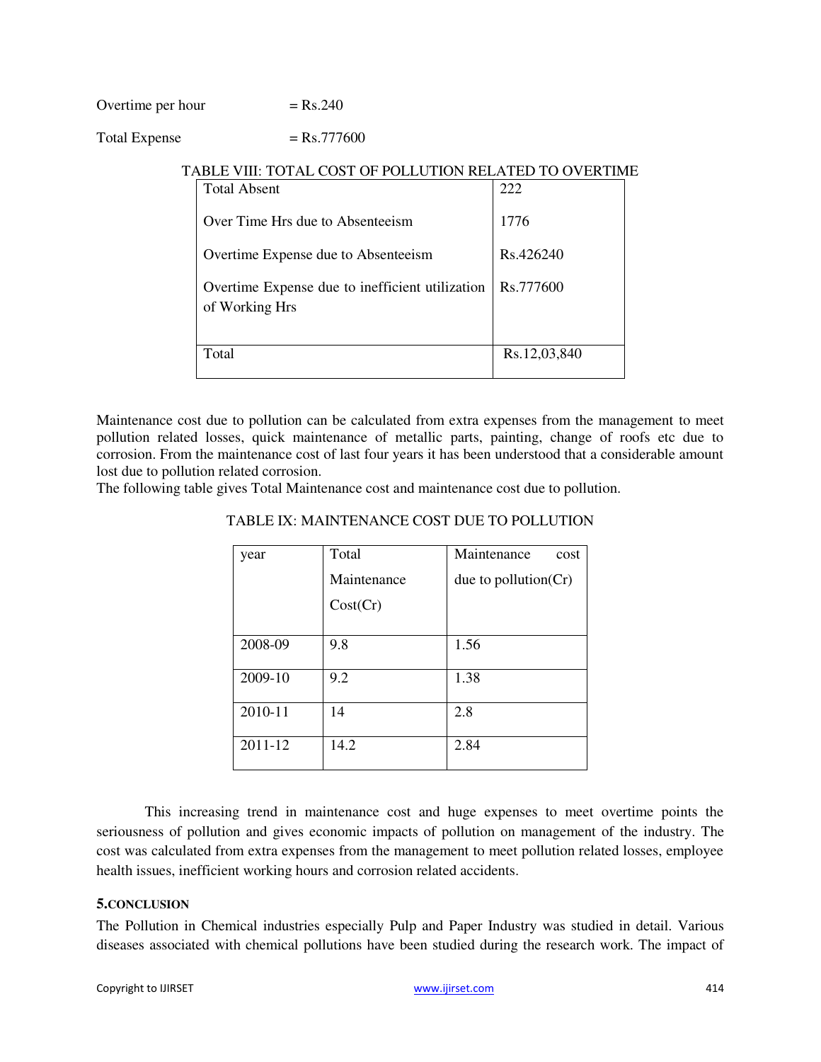Overtime per hour = Rs.240

Total Expense = Rs.777600

TABLE VIII: TOTAL COST OF POLLUTION RELATED TO OVERTIME

| | |
|---|---|
| Total Absent | 222 |
| Over Time Hrs due to Absenteeism | 1776 |
| Overtime Expense due to Absenteeism | Rs.426240 |
| Overtime Expense due to inefficient utilization of Working Hrs | Rs.777600 |
| Total | Rs.12,03,840 |

Maintenance cost due to pollution can be calculated from extra expenses from the management to meet pollution related losses, quick maintenance of metallic parts, painting, change of roofs etc due to corrosion. From the maintenance cost of last four years it has been understood that a considerable amount lost due to pollution related corrosion.
The following table gives Total Maintenance cost and maintenance cost due to pollution.

TABLE IX: MAINTENANCE COST DUE TO POLLUTION

| year | Total Maintenance Cost(Cr) | Maintenance cost due to pollution(Cr) |
|---|---|---|
| 2008-09 | 9.8 | 1.56 |
| 2009-10 | 9.2 | 1.38 |
| 2010-11 | 14 | 2.8 |
| 2011-12 | 14.2 | 2.84 |

This increasing trend in maintenance cost and huge expenses to meet overtime points the seriousness of pollution and gives economic impacts of pollution on management of the industry. The cost was calculated from extra expenses from the management to meet pollution related losses, employee health issues, inefficient working hours and corrosion related accidents.

## 5.CONCLUSION

The Pollution in Chemical industries especially Pulp and Paper Industry was studied in detail. Various diseases associated with chemical pollutions have been studied during the research work. The impact of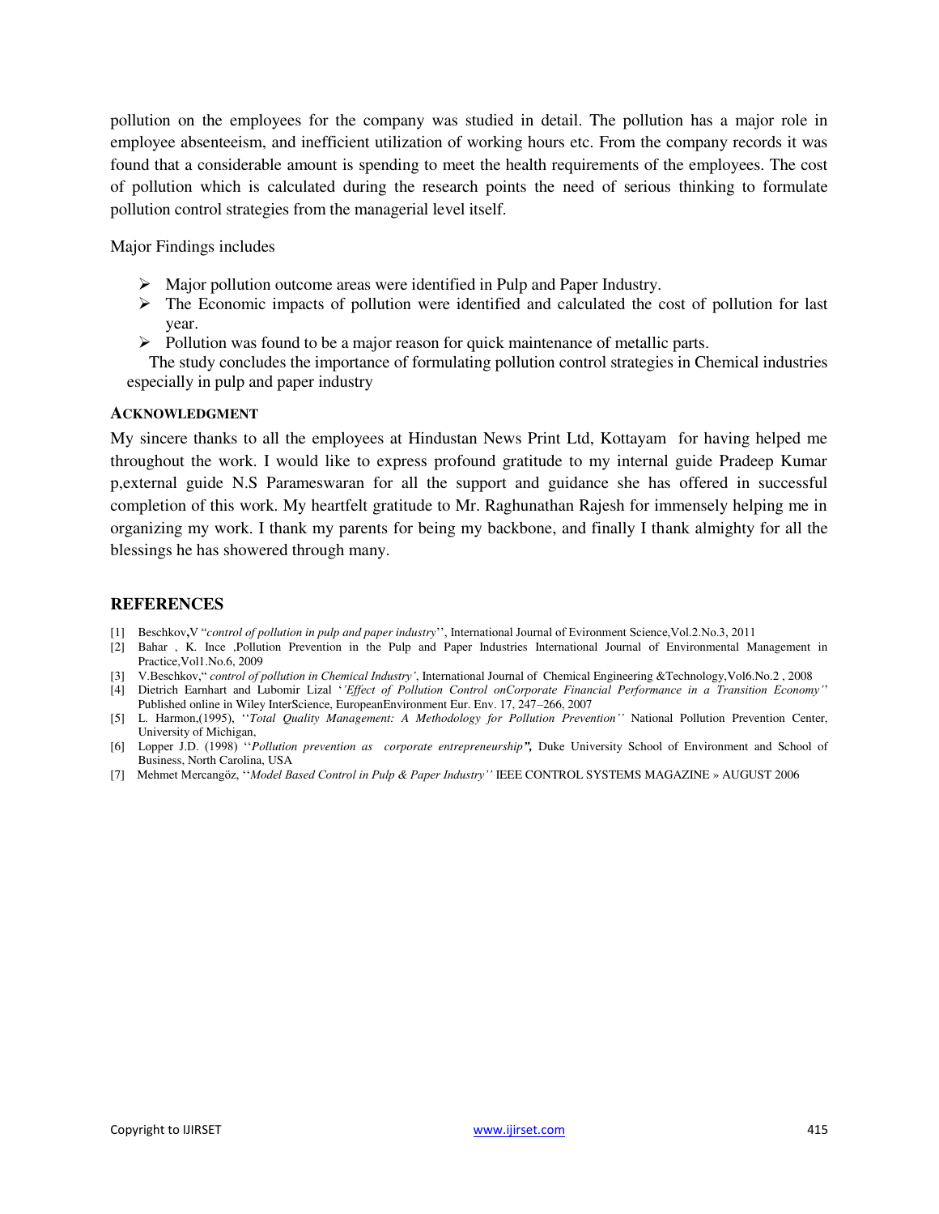pollution on the employees for the company was studied in detail. The pollution has a major role in employee absenteeism, and inefficient utilization of working hours etc. From the company records it was found that a considerable amount is spending to meet the health requirements of the employees. The cost of pollution which is calculated during the research points the need of serious thinking to formulate pollution control strategies from the managerial level itself.

Major Findings includes

- Major pollution outcome areas were identified in Pulp and Paper Industry.
- The Economic impacts of pollution were identified and calculated the cost of pollution for last year.
- Pollution was found to be a major reason for quick maintenance of metallic parts.

The study concludes the importance of formulating pollution control strategies in Chemical industries especially in pulp and paper industry

### ACKNOWLEDGMENT

My sincere thanks to all the employees at Hindustan News Print Ltd, Kottayam for having helped me throughout the work. I would like to express profound gratitude to my internal guide Pradeep Kumar p,external guide N.S Parameswaran for all the support and guidance she has offered in successful completion of this work. My heartfelt gratitude to Mr. Raghunathan Rajesh for immensely helping me in organizing my work. I thank my parents for being my backbone, and finally I thank almighty for all the blessings he has showered through many.

## REFERENCES

[1] Beschkov,V "*control of pollution in pulp and paper industry*'', International Journal of Evironment Science,Vol.2.No.3, 2011

[2] Bahar , K. Ince ,Pollution Prevention in the Pulp and Paper Industries International Journal of Environmental Management in Practice,Vol1.No.6, 2009

[3] V.Beschkov," *control of pollution in Chemical Industry'*, International Journal of Chemical Engineering &Technology,Vol6.No.2 , 2008

[4] Dietrich Earnhart and Lubomir Lizal '*'Effect of Pollution Control onCorporate Financial Performance in a Transition Economy''* Published online in Wiley InterScience, EuropeanEnvironment Eur. Env. 17, 247–266, 2007

[5] L. Harmon,(1995), ''*Total Quality Management: A Methodology for Pollution Prevention''* National Pollution Prevention Center, University of Michigan,

[6] Lopper J.D. (1998) ''*Pollution prevention as corporate entrepreneurship",* Duke University School of Environment and School of Business, North Carolina, USA

[7] Mehmet Mercangöz, ''*Model Based Control in Pulp & Paper Industry''* IEEE CONTROL SYSTEMS MAGAZINE » AUGUST 2006